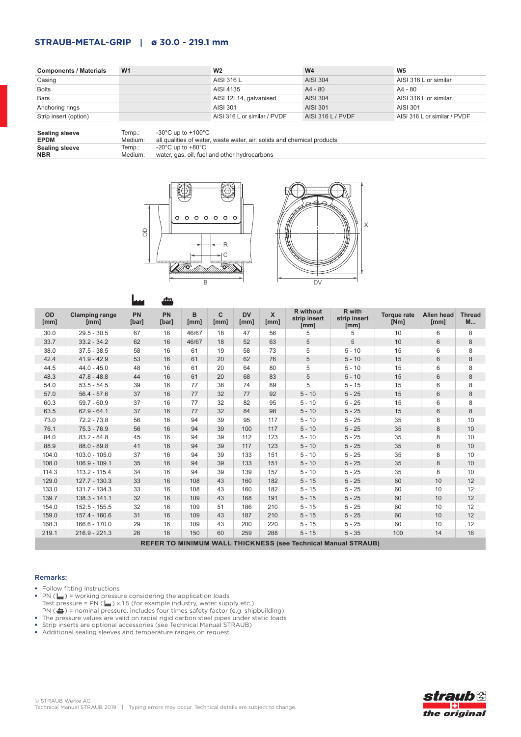## STRAUB-METAL-GRIP | ø 30.0 - 219.1 mm

| Components / Materials | W1 | W2 | W4 | W5 |
|---|---|---|---|---|
| Casing | | AISI 316 L | AISI 304 | AISI 316 L or similar |
| Bolts | | AISI 4135 | A4 - 80 | A4 - 80 |
| Bars | | AISI 12L14, galvanised | AISI 304 | AISI 316 L or similar |
| Anchoring rings | | AISI 301 | AISI 301 | AISI 301 |
| Strip insert (option) | | AISI 316 L or similar / PVDF | AISI 316 L / PVDF | AISI 316 L or similar / PVDF |

| | | |
|---|---|---|
| **Sealing sleeve EPDM** | Temp.: | -30°C up to +100°C |
| | Medium: | all qualities of water, waste water, air, solids and chemical products |
| **Sealing sleeve NBR** | Temp.: | -20°C up to +80°C |
| | Medium: | water, gas, oil, fuel and other hydrocarbons |

| OD [mm] | Clamping range [mm] | PN (industry) [bar] | PN (ship) [bar] | B [mm] | C [mm] | DV [mm] | X [mm] | R without strip insert [mm] | R with strip insert [mm] | Torque rate [Nm] | Allen head [mm] | Thread M... |
|---|---|---|---|---|---|---|---|---|---|---|---|---|
| 30.0 | 29.5 - 30.5 | 67 | 16 | 46/67 | 18 | 47 | 56 | 5 | 5 | 10 | 6 | 8 |
| 33.7 | 33.2 - 34.2 | 62 | 16 | 46/67 | 18 | 52 | 63 | 5 | 5 | 10 | 6 | 8 |
| 38.0 | 37.5 - 38.5 | 58 | 16 | 61 | 19 | 58 | 73 | 5 | 5 - 10 | 15 | 6 | 8 |
| 42.4 | 41.9 - 42.9 | 53 | 16 | 61 | 20 | 62 | 76 | 5 | 5 - 10 | 15 | 6 | 8 |
| 44.5 | 44.0 - 45.0 | 48 | 16 | 61 | 20 | 64 | 80 | 5 | 5 - 10 | 15 | 6 | 8 |
| 48.3 | 47.8 - 48.8 | 44 | 16 | 61 | 20 | 68 | 83 | 5 | 5 - 10 | 15 | 6 | 8 |
| 54.0 | 53.5 - 54.5 | 39 | 16 | 77 | 38 | 74 | 89 | 5 | 5 - 15 | 15 | 6 | 8 |
| 57.0 | 56.4 - 57.6 | 37 | 16 | 77 | 32 | 77 | 92 | 5 - 10 | 5 - 25 | 15 | 6 | 8 |
| 60.3 | 59.7 - 60.9 | 37 | 16 | 77 | 32 | 82 | 95 | 5 - 10 | 5 - 25 | 15 | 6 | 8 |
| 63.5 | 62.9 - 64.1 | 37 | 16 | 77 | 32 | 84 | 98 | 5 - 10 | 5 - 25 | 15 | 6 | 8 |
| 73.0 | 72.2 - 73.8 | 56 | 16 | 94 | 39 | 95 | 117 | 5 - 10 | 5 - 25 | 35 | 8 | 10 |
| 76.1 | 75.3 - 76.9 | 56 | 16 | 94 | 39 | 100 | 117 | 5 - 10 | 5 - 25 | 35 | 8 | 10 |
| 84.0 | 83.2 - 84.8 | 45 | 16 | 94 | 39 | 112 | 123 | 5 - 10 | 5 - 25 | 35 | 8 | 10 |
| 88.9 | 88.0 - 89.8 | 41 | 16 | 94 | 39 | 117 | 123 | 5 - 10 | 5 - 25 | 35 | 8 | 10 |
| 104.0 | 103.0 - 105.0 | 37 | 16 | 94 | 39 | 133 | 151 | 5 - 10 | 5 - 25 | 35 | 8 | 10 |
| 108.0 | 106.9 - 109.1 | 35 | 16 | 94 | 39 | 133 | 151 | 5 - 10 | 5 - 25 | 35 | 8 | 10 |
| 114.3 | 113.2 - 115.4 | 34 | 16 | 94 | 39 | 139 | 157 | 5 - 10 | 5 - 25 | 35 | 8 | 10 |
| 129.0 | 127.7 - 130.3 | 33 | 16 | 108 | 43 | 160 | 182 | 5 - 15 | 5 - 25 | 60 | 10 | 12 |
| 133.0 | 131.7 - 134.3 | 33 | 16 | 108 | 43 | 160 | 182 | 5 - 15 | 5 - 25 | 60 | 10 | 12 |
| 139.7 | 138.3 - 141.1 | 32 | 16 | 109 | 43 | 168 | 191 | 5 - 15 | 5 - 25 | 60 | 10 | 12 |
| 154.0 | 152.5 - 155.5 | 32 | 16 | 109 | 51 | 186 | 210 | 5 - 15 | 5 - 25 | 60 | 10 | 12 |
| 159.0 | 157.4 - 160.6 | 31 | 16 | 109 | 43 | 187 | 210 | 5 - 15 | 5 - 25 | 60 | 10 | 12 |
| 168.3 | 166.6 - 170.0 | 29 | 16 | 109 | 43 | 200 | 220 | 5 - 15 | 5 - 25 | 60 | 10 | 12 |
| 219.1 | 216.9 - 221.3 | 26 | 16 | 150 | 60 | 259 | 288 | 5 - 15 | 5 - 35 | 100 | 14 | 16 |

**REFER TO MINIMUM WALL THICKNESS (see Technical Manual STRAUB)**

### Remarks:

- Follow fitting instructions
- PN (industry) = working pressure considering the application loads
  Test pressure = PN (industry) x 1.5 (for example industry, water supply etc.)
  PN (ship) = nominal pressure, includes four times safety factor (e.g. shipbuilding)
- The pressure values are valid on radial rigid carbon steel pipes under static loads
- Strip inserts are optional accessories (see Technical Manual STRAUB)
- Additional sealing sleeves and temperature ranges on request

© STRAUB Werke AG
Technical Manual STRAUB 2019 | Typing errors may occur. Technical details are subject to change.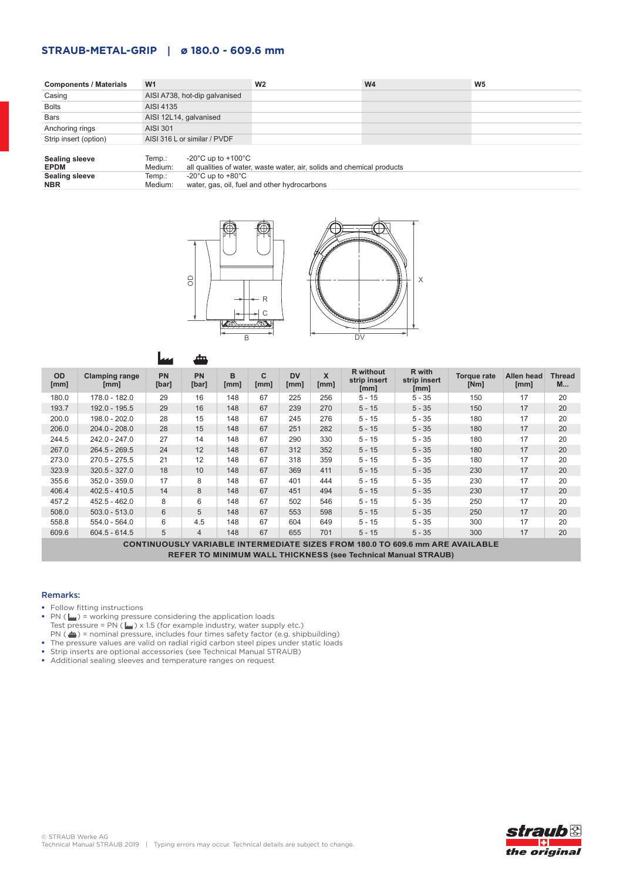## STRAUB-METAL-GRIP | ø 180.0 - 609.6 mm

| Components / Materials | W1 | W2 | W4 | W5 |
|---|---|---|---|---|
| Casing | AISI A738, hot-dip galvanised | | | |
| Bolts | AISI 4135 | | | |
| Bars | AISI 12L14, galvanised | | | |
| Anchoring rings | AISI 301 | | | |
| Strip insert (option) | AISI 316 L or similar / PVDF | | | |

| | | |
|---|---|---|
| **Sealing sleeve EPDM** | Temp.: | -20°C up to +100°C |
| | Medium: | all qualities of water, waste water, air, solids and chemical products |
| **Sealing sleeve NBR** | Temp.: | -20°C up to +80°C |
| | Medium: | water, gas, oil, fuel and other hydrocarbons |

OD

R

C

B

X

DV

| OD [mm] | Clamping range [mm] | PN [bar] (industry) | PN [bar] (ship) | B [mm] | C [mm] | DV [mm] | X [mm] | R without strip insert [mm] | R with strip insert [mm] | Torque rate [Nm] | Allen head [mm] | Thread M... |
|---|---|---|---|---|---|---|---|---|---|---|---|---|
| 180.0 | 178.0 - 182.0 | 29 | 16 | 148 | 67 | 225 | 256 | 5 - 15 | 5 - 35 | 150 | 17 | 20 |
| 193.7 | 192.0 - 195.5 | 29 | 16 | 148 | 67 | 239 | 270 | 5 - 15 | 5 - 35 | 150 | 17 | 20 |
| 200.0 | 198.0 - 202.0 | 28 | 15 | 148 | 67 | 245 | 276 | 5 - 15 | 5 - 35 | 180 | 17 | 20 |
| 206.0 | 204.0 - 208.0 | 28 | 15 | 148 | 67 | 251 | 282 | 5 - 15 | 5 - 35 | 180 | 17 | 20 |
| 244.5 | 242.0 - 247.0 | 27 | 14 | 148 | 67 | 290 | 330 | 5 - 15 | 5 - 35 | 180 | 17 | 20 |
| 267.0 | 264.5 - 269.5 | 24 | 12 | 148 | 67 | 312 | 352 | 5 - 15 | 5 - 35 | 180 | 17 | 20 |
| 273.0 | 270.5 - 275.5 | 21 | 12 | 148 | 67 | 318 | 359 | 5 - 15 | 5 - 35 | 180 | 17 | 20 |
| 323.9 | 320.5 - 327.0 | 18 | 10 | 148 | 67 | 369 | 411 | 5 - 15 | 5 - 35 | 230 | 17 | 20 |
| 355.6 | 352.0 - 359.0 | 17 | 8 | 148 | 67 | 401 | 444 | 5 - 15 | 5 - 35 | 230 | 17 | 20 |
| 406.4 | 402.5 - 410.5 | 14 | 8 | 148 | 67 | 451 | 494 | 5 - 15 | 5 - 35 | 230 | 17 | 20 |
| 457.2 | 452.5 - 462.0 | 8 | 6 | 148 | 67 | 502 | 546 | 5 - 15 | 5 - 35 | 250 | 17 | 20 |
| 508.0 | 503.0 - 513.0 | 6 | 5 | 148 | 67 | 553 | 598 | 5 - 15 | 5 - 35 | 250 | 17 | 20 |
| 558.8 | 554.0 - 564.0 | 6 | 4.5 | 148 | 67 | 604 | 649 | 5 - 15 | 5 - 35 | 300 | 17 | 20 |
| 609.6 | 604.5 - 614.5 | 5 | 4 | 148 | 67 | 655 | 701 | 5 - 15 | 5 - 35 | 300 | 17 | 20 |

**CONTINUOUSLY VARIABLE INTERMEDIATE SIZES FROM 180.0 TO 609.6 mm ARE AVAILABLE**
**REFER TO MINIMUM WALL THICKNESS (see Technical Manual STRAUB)**

### Remarks:

- Follow fitting instructions
- PN (industry) = working pressure considering the application loads
  Test pressure = PN (industry) x 1.5 (for example industry, water supply etc.)
  PN (ship) = nominal pressure, includes four times safety factor (e.g. shipbuilding)
- The pressure values are valid on radial rigid carbon steel pipes under static loads
- Strip inserts are optional accessories (see Technical Manual STRAUB)
- Additional sealing sleeves and temperature ranges on request

© STRAUB Werke AG
Technical Manual STRAUB 2019 | Typing errors may occur. Technical details are subject to change.

straub the original